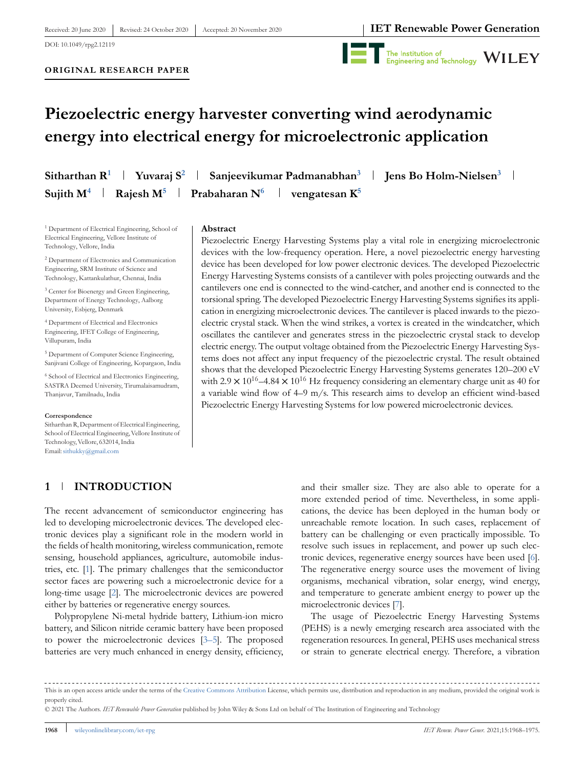Received: 20 June 2020 | Revised: 24 October 2020 | Accepted: 20 November 2020

DOI: 10.1049/rpg2.12119

**ORIGINAL RESEARCH PAPER**

# Piezoelectric energy harvester converting wind aerodynamic energy into electrical energy for microelectronic application

**Sitharthan R**[1] | **Yuvaraj S**[2] | **Sanjeevikumar Padmanabhan**[3] | **Jens Bo Holm-Nielsen**[3] | **Sujith M**[4] | **Rajesh M**[5] | **Prabaharan N**[6] | **vengatesan K**[5]

[1] Department of Electrical Engineering, School of Electrical Engineering, Vellore Institute of Technology, Vellore, India

[2] Department of Electronics and Communication Engineering, SRM Institute of Science and Technology, Kattankulathur, Chennai, India

[3] Center for Bioenergy and Green Engineering, Department of Energy Technology, Aalborg University, Esbjerg, Denmark

[4] Department of Electrical and Electronics Engineering, IFET College of Engineering, Villupuram, India

[5] Department of Computer Science Engineering, Sanjivani College of Engineering, Kopargaon, India

[6] School of Electrical and Electronics Engineering, SASTRA Deemed University, Tirumalaisamudram, Thanjavur, Tamilnadu, India

**Correspondence**
Sitharthan R, Department of Electrical Engineering, School of Electrical Engineering, Vellore Institute of Technology, Vellore, 632014, India
Email: sithukky@gmail.com

**Abstract**

Piezoelectric Energy Harvesting Systems play a vital role in energizing microelectronic devices with the low-frequency operation. Here, a novel piezoelectric energy harvesting device has been developed for low power electronic devices. The developed Piezoelectric Energy Harvesting Systems consists of a cantilever with poles projecting outwards and the cantilevers one end is connected to the wind-catcher, and another end is connected to the torsional spring. The developed Piezoelectric Energy Harvesting Systems signifies its application in energizing microelectronic devices. The cantilever is placed inwards to the piezoelectric crystal stack. When the wind strikes, a vortex is created in the windcatcher, which oscillates the cantilever and generates stress in the piezoelectric crystal stack to develop electric energy. The output voltage obtained from the Piezoelectric Energy Harvesting Systems does not affect any input frequency of the piezoelectric crystal. The result obtained shows that the developed Piezoelectric Energy Harvesting Systems generates 120–200 eV with $2.9 \times 10^{16}$–$4.84 \times 10^{16}$ Hz frequency considering an elementary charge unit as 40 for a variable wind flow of 4–9 m/s. This research aims to develop an efficient wind-based Piezoelectric Energy Harvesting Systems for low powered microelectronic devices.

## 1 | INTRODUCTION

The recent advancement of semiconductor engineering has led to developing microelectronic devices. The developed electronic devices play a significant role in the modern world in the fields of health monitoring, wireless communication, remote sensing, household appliances, agriculture, automobile industries, etc. [1]. The primary challenges that the semiconductor sector faces are powering such a microelectronic device for a long-time usage [2]. The microelectronic devices are powered either by batteries or regenerative energy sources.

Polypropylene Ni-metal hydride battery, Lithium-ion micro battery, and Silicon nitride ceramic battery have been proposed to power the microelectronic devices [3–5]. The proposed batteries are very much enhanced in energy density, efficiency, and their smaller size. They are also able to operate for a more extended period of time. Nevertheless, in some applications, the device has been deployed in the human body or unreachable remote location. In such cases, replacement of battery can be challenging or even practically impossible. To resolve such issues in replacement, and power up such electronic devices, regenerative energy sources have been used [6]. The regenerative energy source uses the movement of living organisms, mechanical vibration, solar energy, wind energy, and temperature to generate ambient energy to power up the microelectronic devices [7].

The usage of Piezoelectric Energy Harvesting Systems (PEHS) is a newly emerging research area associated with the regeneration resources. In general, PEHS uses mechanical stress or strain to generate electrical energy. Therefore, a vibration

This is an open access article under the terms of the Creative Commons Attribution License, which permits use, distribution and reproduction in any medium, provided the original work is properly cited.

© 2021 The Authors. *IET Renewable Power Generation* published by John Wiley & Sons Ltd on behalf of The Institution of Engineering and Technology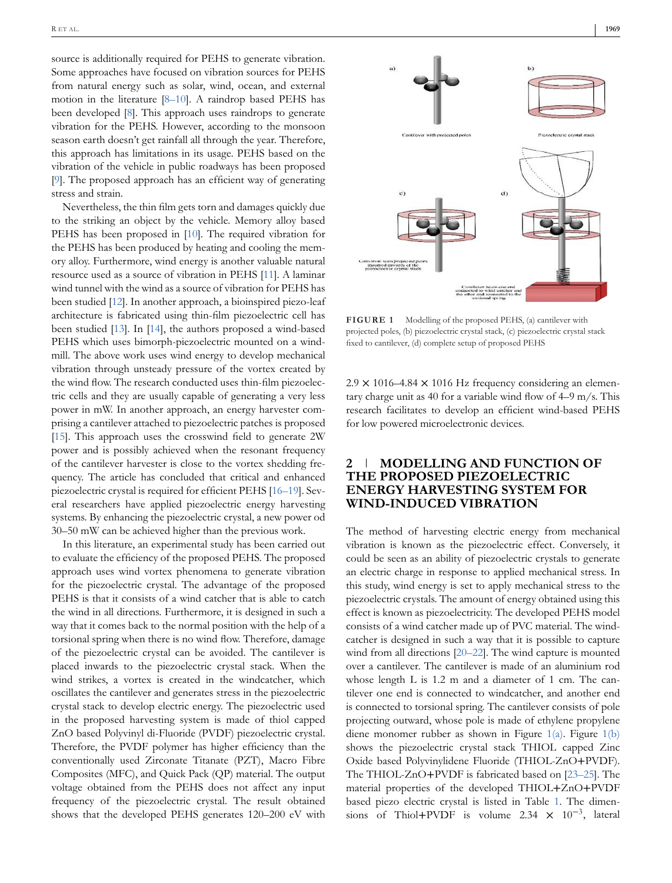source is additionally required for PEHS to generate vibration. Some approaches have focused on vibration sources for PEHS from natural energy such as solar, wind, ocean, and external motion in the literature [8–10]. A raindrop based PEHS has been developed [8]. This approach uses raindrops to generate vibration for the PEHS. However, according to the monsoon season earth doesn't get rainfall all through the year. Therefore, this approach has limitations in its usage. PEHS based on the vibration of the vehicle in public roadways has been proposed [9]. The proposed approach has an efficient way of generating stress and strain.

Nevertheless, the thin film gets torn and damages quickly due to the striking an object by the vehicle. Memory alloy based PEHS has been proposed in [10]. The required vibration for the PEHS has been produced by heating and cooling the memory alloy. Furthermore, wind energy is another valuable natural resource used as a source of vibration in PEHS [11]. A laminar wind tunnel with the wind as a source of vibration for PEHS has been studied [12]. In another approach, a bioinspired piezo-leaf architecture is fabricated using thin-film piezoelectric cell has been studied [13]. In [14], the authors proposed a wind-based PEHS which uses bimorph-piezoelectric mounted on a windmill. The above work uses wind energy to develop mechanical vibration through unsteady pressure of the vortex created by the wind flow. The research conducted uses thin-film piezoelectric cells and they are usually capable of generating a very less power in mW. In another approach, an energy harvester comprising a cantilever attached to piezoelectric patches is proposed [15]. This approach uses the crosswind field to generate 2W power and is possibly achieved when the resonant frequency of the cantilever harvester is close to the vortex shedding frequency. The article has concluded that critical and enhanced piezoelectric crystal is required for efficient PEHS [16–19]. Several researchers have applied piezoelectric energy harvesting systems. By enhancing the piezoelectric crystal, a new power od 30–50 mW can be achieved higher than the previous work.

In this literature, an experimental study has been carried out to evaluate the efficiency of the proposed PEHS. The proposed approach uses wind vortex phenomena to generate vibration for the piezoelectric crystal. The advantage of the proposed PEHS is that it consists of a wind catcher that is able to catch the wind in all directions. Furthermore, it is designed in such a way that it comes back to the normal position with the help of a torsional spring when there is no wind flow. Therefore, damage of the piezoelectric crystal can be avoided. The cantilever is placed inwards to the piezoelectric crystal stack. When the wind strikes, a vortex is created in the windcatcher, which oscillates the cantilever and generates stress in the piezoelectric crystal stack to develop electric energy. The piezoelectric used in the proposed harvesting system is made of thiol capped ZnO based Polyvinyl di-Fluoride (PVDF) piezoelectric crystal. Therefore, the PVDF polymer has higher efficiency than the conventionally used Zirconate Titanate (PZT), Macro Fibre Composites (MFC), and Quick Pack (QP) material. The output voltage obtained from the PEHS does not affect any input frequency of the piezoelectric crystal. The result obtained shows that the developed PEHS generates 120–200 eV with $2.9 \times 1016$–$4.84 \times 1016$ Hz frequency considering an elementary charge unit as 40 for a variable wind flow of 4–9 m/s. This research facilitates to develop an efficient wind-based PEHS for low powered microelectronic devices.

**FIGURE 1** Modelling of the proposed PEHS, (a) cantilever with projected poles, (b) piezoelectric crystal stack, (c) piezoelectric crystal stack fixed to cantilever, (d) complete setup of proposed PEHS

## 2 | MODELLING AND FUNCTION OF THE PROPOSED PIEZOELECTRIC ENERGY HARVESTING SYSTEM FOR WIND-INDUCED VIBRATION

The method of harvesting electric energy from mechanical vibration is known as the piezoelectric effect. Conversely, it could be seen as an ability of piezoelectric crystals to generate an electric charge in response to applied mechanical stress. In this study, wind energy is set to apply mechanical stress to the piezoelectric crystals. The amount of energy obtained using this effect is known as piezoelectricity. The developed PEHS model consists of a wind catcher made up of PVC material. The windcatcher is designed in such a way that it is possible to capture wind from all directions [20–22]. The wind capture is mounted over a cantilever. The cantilever is made of an aluminium rod whose length L is 1.2 m and a diameter of 1 cm. The cantilever one end is connected to windcatcher, and another end is connected to torsional spring. The cantilever consists of pole projecting outward, whose pole is made of ethylene propylene diene monomer rubber as shown in Figure 1(a). Figure 1(b) shows the piezoelectric crystal stack THIOL capped Zinc Oxide based Polyvinylidene Fluoride (THIOL-ZnO+PVDF). The THIOL-ZnO+PVDF is fabricated based on [23–25]. The material properties of the developed THIOL+ZnO+PVDF based piezo electric crystal is listed in Table 1. The dimensions of Thiol+PVDF is volume $2.34 \times 10^{-3}$, lateral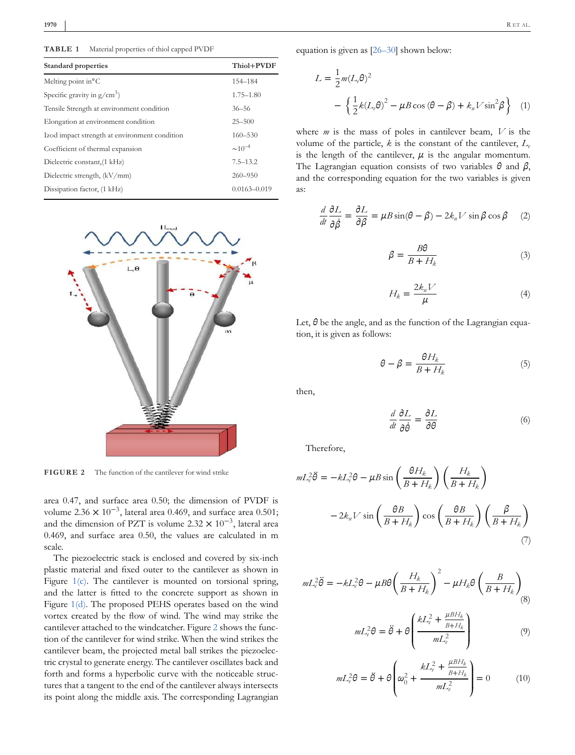**TABLE 1** Material properties of thiol capped PVDF

| Standard properties | Thiol+PVDF |
|---|---|
| Melting point in°C | 154–184 |
| Specific gravity in g/cm$^3$) | 1.75–1.80 |
| Tensile Strength at environment condition | 36–56 |
| Elongation at environment condition | 25–500 |
| Izod impact strength at environment condition | 160–530 |
| Coefficient of thermal expansion | ~$10^{-4}$ |
| Dielectric constant,(1 kHz) | 7.5–13.2 |
| Dielectric strength, (kV/mm) | 260–950 |
| Dissipation factor, (1 kHz) | 0.0163–0.019 |

**FIGURE 2** The function of the cantilever for wind strike

area 0.47, and surface area 0.50; the dimension of PVDF is volume $2.36 \times 10^{-3}$, lateral area 0.469, and surface area 0.501; and the dimension of PZT is volume $2.32 \times 10^{-3}$, lateral area 0.469, and surface area 0.50, the values are calculated in m scale.

The piezoelectric stack is enclosed and covered by six-inch plastic material and fixed outer to the cantilever as shown in Figure 1(c). The cantilever is mounted on torsional spring, and the latter is fitted to the concrete support as shown in Figure 1(d). The proposed PEHS operates based on the wind vortex created by the flow of wind. The wind may strike the cantilever attached to the windcatcher. Figure 2 shows the function of the cantilever for wind strike. When the wind strikes the cantilever beam, the projected metal ball strikes the piezoelectric crystal to generate energy. The cantilever oscillates back and forth and forms a hyperbolic curve with the noticeable structures that a tangent to the end of the cantilever always intersects its point along the middle axis. The corresponding Lagrangian equation is given as [26–30] shown below:

$$L = \frac{1}{2}m(L_e\theta)^2 - \left\{\frac{1}{2}k(L_e\theta)^2 - \mu B\cos(\theta - \beta) + k_u V\sin^2\beta\right\} \quad (1)$$

where $m$ is the mass of poles in cantilever beam, $V$ is the volume of the particle, $k$ is the constant of the cantilever, $L_e$ is the length of the cantilever, $\mu$ is the angular momentum. The Lagrangian equation consists of two variables $\theta$ and $\beta$, and the corresponding equation for the two variables is given as:

$$\frac{d}{dt}\frac{\partial L}{\partial \dot{\beta}} = \frac{\partial L}{\partial \beta} = \mu B\sin(\theta - \beta) - 2k_u V\sin\beta\cos\beta \quad (2)$$

$$\beta = \frac{B\theta}{B + H_k} \quad (3)$$

$$H_k = \frac{2k_u V}{\mu} \quad (4)$$

Let, $\theta$ be the angle, and as the function of the Lagrangian equation, it is given as follows:

$$\theta - \beta = \frac{\theta H_k}{B + H_k} \quad (5)$$

then,

$$\frac{d}{dt}\frac{\partial L}{\partial \dot{\theta}} = \frac{\partial L}{\partial \theta} \quad (6)$$

Therefore,

$$mL_e^2\ddot{\theta} = -kL_e^2\theta - \mu B\sin\left(\frac{\theta H_k}{B + H_k}\right)\left(\frac{H_k}{B + H_k}\right) - 2k_u V\sin\left(\frac{\theta B}{B + H_k}\right)\cos\left(\frac{\theta B}{B + H_k}\right)\left(\frac{\beta}{B + H_k}\right) \quad (7)$$

$$mL_e^2\ddot{\theta} = -kL_e^2\theta - \mu B\theta\left(\frac{H_k}{B + H_k}\right)^2 - \mu H_k\theta\left(\frac{B}{B + H_k}\right) \quad (8)$$

$$mL_e^2\theta = \ddot{\theta} + \theta\left(\frac{kL_e^2 + \frac{\mu BH_k}{B+H_k}}{mL_e^2}\right) \quad (9)$$

$$mL_e^2\theta = \ddot{\theta} + \theta\left(\omega_0^2 + \frac{kL_e^2 + \frac{\mu BH_k}{B+H_k}}{mL_e^2}\right) = 0 \quad (10)$$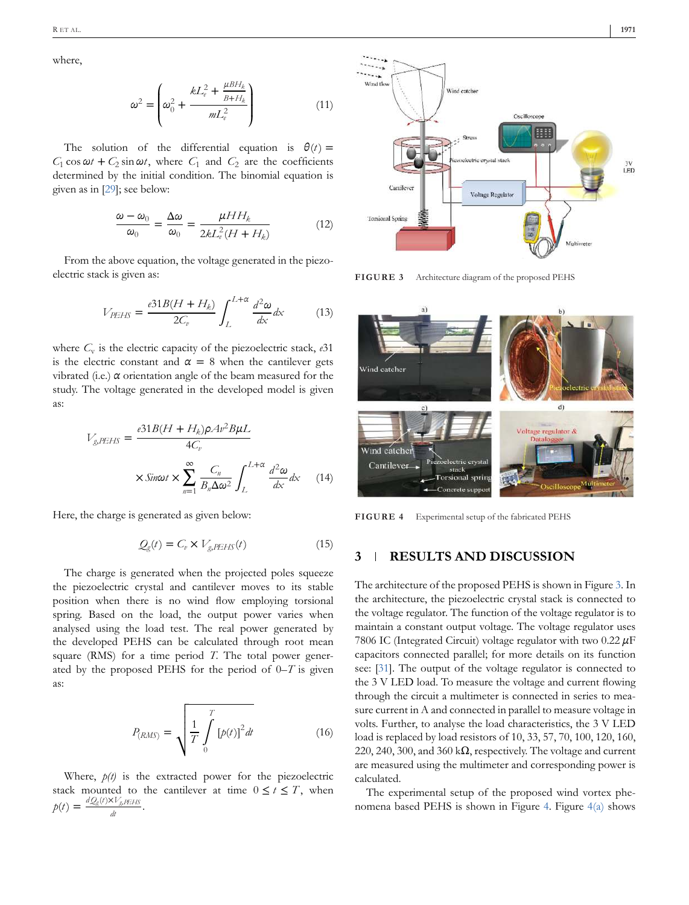where,

$$\omega^2 = \left( \omega_0^2 + \frac{kL_e^2 + \frac{\mu BH_k}{B+H_k}}{mL_e^2} \right) \tag{11}$$

The solution of the differential equation is $\theta(t) = C_1 \cos \omega t + C_2 \sin \omega t$, where $C_1$ and $C_2$ are the coefficients determined by the initial condition. The binomial equation is given as in [29]; see below:

$$\frac{\omega - \omega_0}{\omega_0} = \frac{\Delta\omega}{\omega_0} = \frac{\mu H H_k}{2kL_e^2(H + H_k)} \tag{12}$$

From the above equation, the voltage generated in the piezoelectric stack is given as:

$$V_{PEHS} = \frac{e31B(H + H_k)}{2C_v} \int_L^{L+\alpha} \frac{d^2\omega}{dx} dx \tag{13}$$

where $C_v$ is the electric capacity of the piezoelectric stack, $e31$ is the electric constant and $\alpha = 8$ when the cantilever gets vibrated (i.e.) $\alpha$ orientation angle of the beam measured for the study. The voltage generated in the developed model is given as:

$$V_{g,PEHS} = \frac{e31B(H + H_k)\rho A v^2 B \mu L}{4C_v} \times Sin\omega t \times \sum_{n=1}^{\infty} \frac{C_n}{B_n \Delta\omega^2} \int_L^{L+\alpha} \frac{d^2\omega}{dx} dx \tag{14}$$

Here, the charge is generated as given below:

$$Q_g(t) = C_v \times V_{g,PEHS}(t) \tag{15}$$

The charge is generated when the projected poles squeeze the piezoelectric crystal and cantilever moves to its stable position when there is no wind flow employing torsional spring. Based on the load, the output power varies when analysed using the load test. The real power generated by the developed PEHS can be calculated through root mean square (RMS) for a time period $T$. The total power generated by the proposed PEHS for the period of 0–$T$ is given as:

$$P_{(RMS)} = \sqrt{\frac{1}{T} \int_0^T [p(t)]^2 dt} \tag{16}$$

Where, $p(t)$ is the extracted power for the piezoelectric stack mounted to the cantilever at time $0 \leq t \leq T$, when $p(t) = \frac{dQ_g(t) \times V_{g,PEHS}}{dt}$.

FIGURE 3 Architecture diagram of the proposed PEHS

FIGURE 4 Experimental setup of the fabricated PEHS

## 3 | RESULTS AND DISCUSSION

The architecture of the proposed PEHS is shown in Figure 3. In the architecture, the piezoelectric crystal stack is connected to the voltage regulator. The function of the voltage regulator is to maintain a constant output voltage. The voltage regulator uses 7806 IC (Integrated Circuit) voltage regulator with two 0.22 $\mu$F capacitors connected parallel; for more details on its function see: [31]. The output of the voltage regulator is connected to the 3 V LED load. To measure the voltage and current flowing through the circuit a multimeter is connected in series to measure current in A and connected in parallel to measure voltage in volts. Further, to analyse the load characteristics, the 3 V LED load is replaced by load resistors of 10, 33, 57, 70, 100, 120, 160, 220, 240, 300, and 360 k$\Omega$, respectively. The voltage and current are measured using the multimeter and corresponding power is calculated.

The experimental setup of the proposed wind vortex phenomena based PEHS is shown in Figure 4. Figure 4(a) shows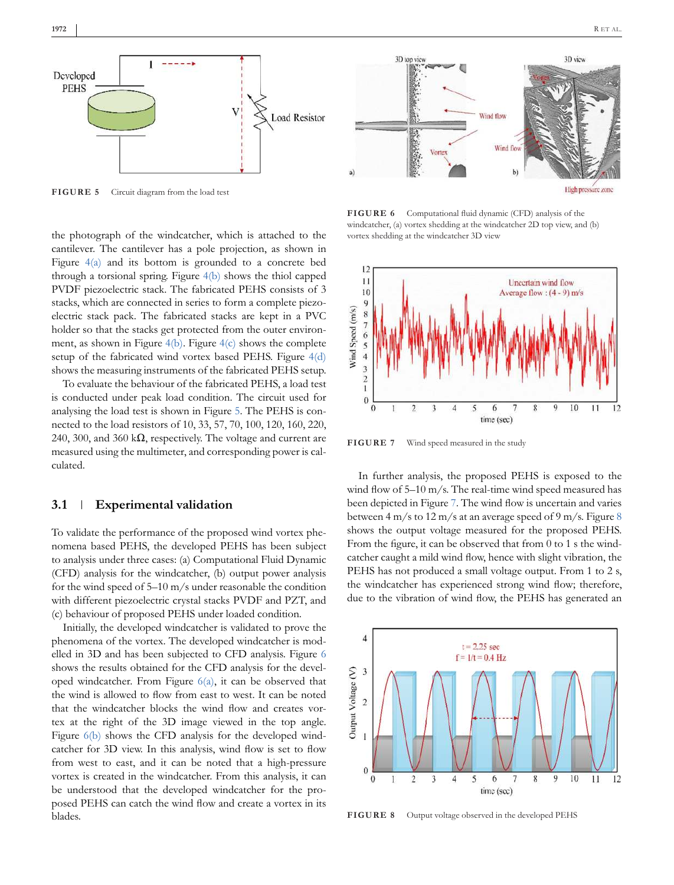FIGURE 5 Circuit diagram from the load test

the photograph of the windcatcher, which is attached to the cantilever. The cantilever has a pole projection, as shown in Figure 4(a) and its bottom is grounded to a concrete bed through a torsional spring. Figure 4(b) shows the thiol capped PVDF piezoelectric stack. The fabricated PEHS consists of 3 stacks, which are connected in series to form a complete piezoelectric stack pack. The fabricated stacks are kept in a PVC holder so that the stacks get protected from the outer environment, as shown in Figure 4(b). Figure 4(c) shows the complete setup of the fabricated wind vortex based PEHS. Figure 4(d) shows the measuring instruments of the fabricated PEHS setup.

To evaluate the behaviour of the fabricated PEHS, a load test is conducted under peak load condition. The circuit used for analysing the load test is shown in Figure 5. The PEHS is connected to the load resistors of 10, 33, 57, 70, 100, 120, 160, 220, 240, 300, and 360 kΩ, respectively. The voltage and current are measured using the multimeter, and corresponding power is calculated.

## 3.1 | Experimental validation

To validate the performance of the proposed wind vortex phenomena based PEHS, the developed PEHS has been subject to analysis under three cases: (a) Computational Fluid Dynamic (CFD) analysis for the windcatcher, (b) output power analysis for the wind speed of 5–10 m/s under reasonable the condition with different piezoelectric crystal stacks PVDF and PZT, and (c) behaviour of proposed PEHS under loaded condition.

Initially, the developed windcatcher is validated to prove the phenomena of the vortex. The developed windcatcher is modelled in 3D and has been subjected to CFD analysis. Figure 6 shows the results obtained for the CFD analysis for the developed windcatcher. From Figure 6(a), it can be observed that the wind is allowed to flow from east to west. It can be noted that the windcatcher blocks the wind flow and creates vortex at the right of the 3D image viewed in the top angle. Figure 6(b) shows the CFD analysis for the developed windcatcher for 3D view. In this analysis, wind flow is set to flow from west to east, and it can be noted that a high-pressure vortex is created in the windcatcher. From this analysis, it can be understood that the developed windcatcher for the proposed PEHS can catch the wind flow and create a vortex in its blades.

FIGURE 6 Computational fluid dynamic (CFD) analysis of the windcatcher, (a) vortex shedding at the windcatcher 2D top view, and (b) vortex shedding at the windcatcher 3D view

FIGURE 7 Wind speed measured in the study

In further analysis, the proposed PEHS is exposed to the wind flow of 5–10 m/s. The real-time wind speed measured has been depicted in Figure 7. The wind flow is uncertain and varies between 4 m/s to 12 m/s at an average speed of 9 m/s. Figure 8 shows the output voltage measured for the proposed PEHS. From the figure, it can be observed that from 0 to 1 s the windcatcher caught a mild wind flow, hence with slight vibration, the PEHS has not produced a small voltage output. From 1 to 2 s, the windcatcher has experienced strong wind flow; therefore, due to the vibration of wind flow, the PEHS has generated an

FIGURE 8 Output voltage observed in the developed PEHS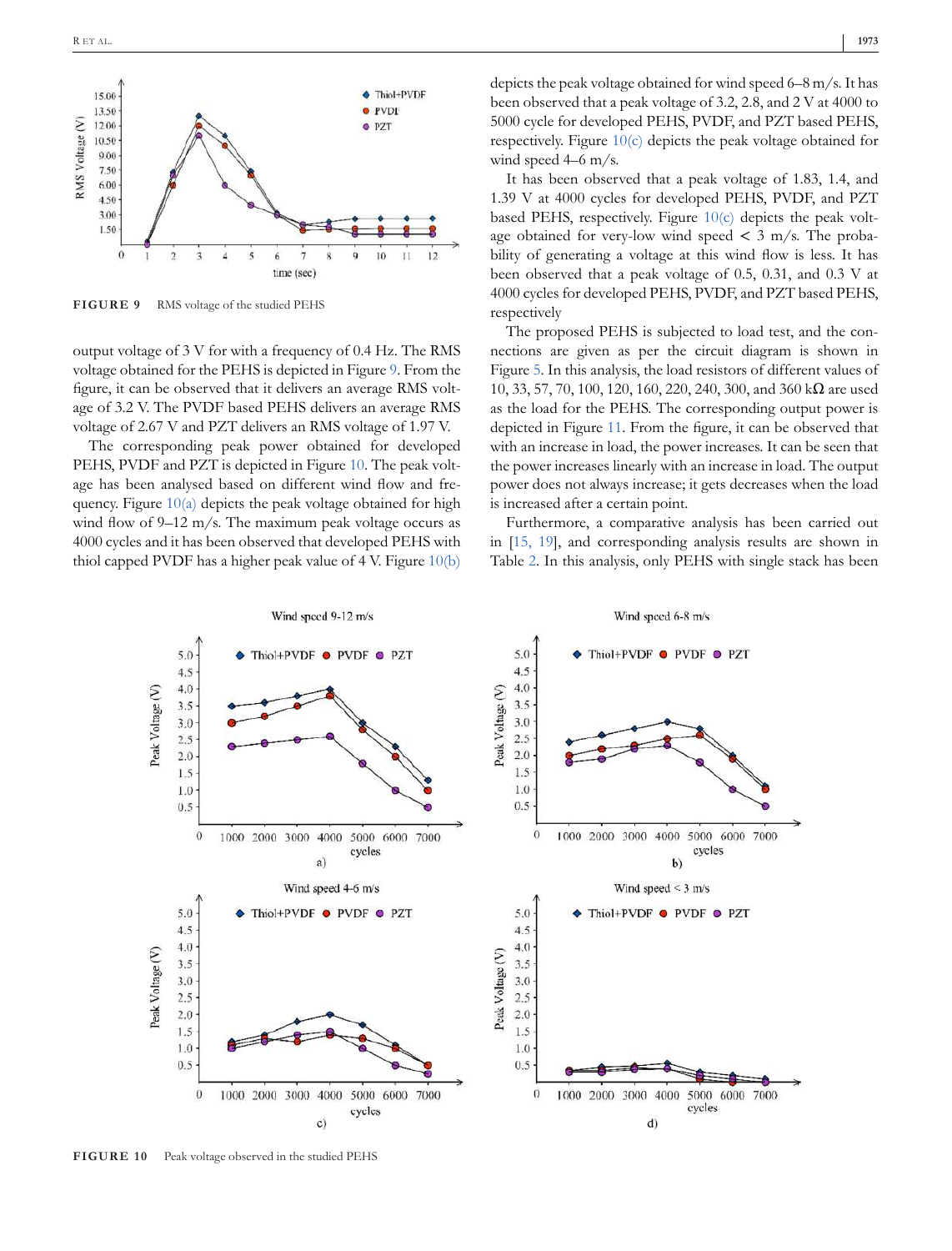FIGURE 9 RMS voltage of the studied PEHS

output voltage of 3 V for with a frequency of 0.4 Hz. The RMS voltage obtained for the PEHS is depicted in Figure 9. From the figure, it can be observed that it delivers an average RMS voltage of 3.2 V. The PVDF based PEHS delivers an average RMS voltage of 2.67 V and PZT delivers an RMS voltage of 1.97 V.

The corresponding peak power obtained for developed PEHS, PVDF and PZT is depicted in Figure 10. The peak voltage has been analysed based on different wind flow and frequency. Figure 10(a) depicts the peak voltage obtained for high wind flow of 9–12 m/s. The maximum peak voltage occurs as 4000 cycles and it has been observed that developed PEHS with thiol capped PVDF has a higher peak value of 4 V. Figure 10(b) depicts the peak voltage obtained for wind speed 6–8 m/s. It has been observed that a peak voltage of 3.2, 2.8, and 2 V at 4000 to 5000 cycle for developed PEHS, PVDF, and PZT based PEHS, respectively. Figure 10(c) depicts the peak voltage obtained for wind speed 4–6 m/s.

It has been observed that a peak voltage of 1.83, 1.4, and 1.39 V at 4000 cycles for developed PEHS, PVDF, and PZT based PEHS, respectively. Figure 10(c) depicts the peak voltage obtained for very-low wind speed < 3 m/s. The probability of generating a voltage at this wind flow is less. It has been observed that a peak voltage of 0.5, 0.31, and 0.3 V at 4000 cycles for developed PEHS, PVDF, and PZT based PEHS, respectively

The proposed PEHS is subjected to load test, and the connections are given as per the circuit diagram is shown in Figure 5. In this analysis, the load resistors of different values of 10, 33, 57, 70, 100, 120, 160, 220, 240, 300, and 360 kΩ are used as the load for the PEHS. The corresponding output power is depicted in Figure 11. From the figure, it can be observed that with an increase in load, the power increases. It can be seen that the power increases linearly with an increase in load. The output power does not always increase; it gets decreases when the load is increased after a certain point.

Furthermore, a comparative analysis has been carried out in [15, 19], and corresponding analysis results are shown in Table 2. In this analysis, only PEHS with single stack has been

FIGURE 10 Peak voltage observed in the studied PEHS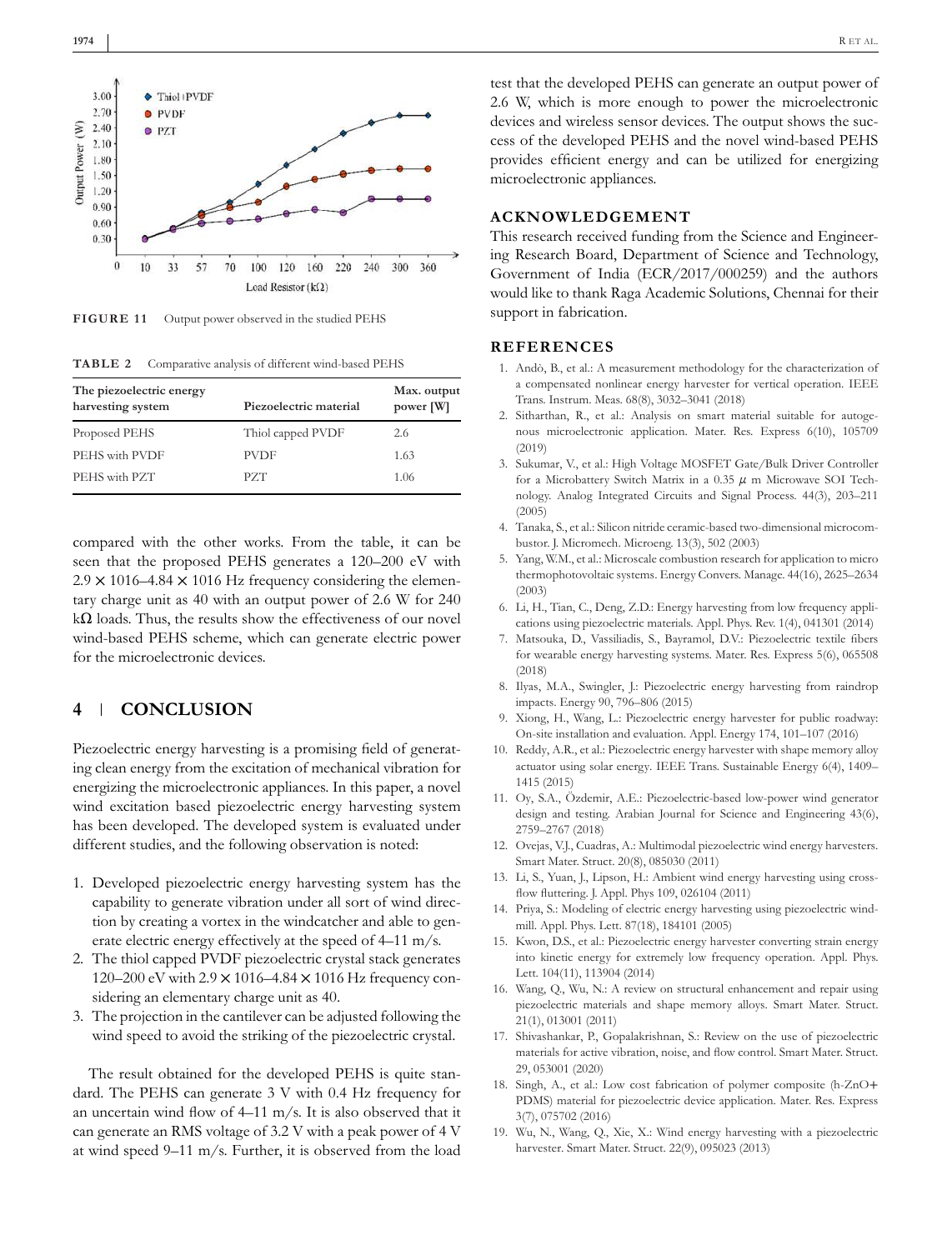FIGURE 11 Output power observed in the studied PEHS

TABLE 2 Comparative analysis of different wind-based PEHS

| The piezoelectric energy harvesting system | Piezoelectric material | Max. output power [W] |
|---|---|---|
| Proposed PEHS | Thiol capped PVDF | 2.6 |
| PEHS with PVDF | PVDF | 1.63 |
| PEHS with PZT | PZT | 1.06 |

compared with the other works. From the table, it can be seen that the proposed PEHS generates a 120–200 eV with $2.9 \times 1016$–$4.84 \times 1016$ Hz frequency considering the elementary charge unit as 40 with an output power of 2.6 W for 240 kΩ loads. Thus, the results show the effectiveness of our novel wind-based PEHS scheme, which can generate electric power for the microelectronic devices.

## 4 CONCLUSION

Piezoelectric energy harvesting is a promising field of generating clean energy from the excitation of mechanical vibration for energizing the microelectronic appliances. In this paper, a novel wind excitation based piezoelectric energy harvesting system has been developed. The developed system is evaluated under different studies, and the following observation is noted:

1. Developed piezoelectric energy harvesting system has the capability to generate vibration under all sort of wind direction by creating a vortex in the windcatcher and able to generate electric energy effectively at the speed of 4–11 m/s.
2. The thiol capped PVDF piezoelectric crystal stack generates 120–200 eV with $2.9 \times 1016$–$4.84 \times 1016$ Hz frequency considering an elementary charge unit as 40.
3. The projection in the cantilever can be adjusted following the wind speed to avoid the striking of the piezoelectric crystal.

The result obtained for the developed PEHS is quite standard. The PEHS can generate 3 V with 0.4 Hz frequency for an uncertain wind flow of 4–11 m/s. It is also observed that it can generate an RMS voltage of 3.2 V with a peak power of 4 V at wind speed 9–11 m/s. Further, it is observed from the load test that the developed PEHS can generate an output power of 2.6 W, which is more enough to power the microelectronic devices and wireless sensor devices. The output shows the success of the developed PEHS and the novel wind-based PEHS provides efficient energy and can be utilized for energizing microelectronic appliances.

## ACKNOWLEDGEMENT

This research received funding from the Science and Engineering Research Board, Department of Science and Technology, Government of India (ECR/2017/000259) and the authors would like to thank Raga Academic Solutions, Chennai for their support in fabrication.

## REFERENCES

1. Andò, B., et al.: A measurement methodology for the characterization of a compensated nonlinear energy harvester for vertical operation. IEEE Trans. Instrum. Meas. 68(8), 3032–3041 (2018)
2. Sitharthan, R., et al.: Analysis on smart material suitable for autogenous microelectronic application. Mater. Res. Express 6(10), 105709 (2019)
3. Sukumar, V., et al.: High Voltage MOSFET Gate/Bulk Driver Controller for a Microbattery Switch Matrix in a 0.35 $\mu$ m Microwave SOI Technology. Analog Integrated Circuits and Signal Process. 44(3), 203–211 (2005)
4. Tanaka, S., et al.: Silicon nitride ceramic-based two-dimensional microcombustor. J. Micromech. Microeng. 13(3), 502 (2003)
5. Yang, W.M., et al.: Microscale combustion research for application to micro thermophotovoltaic systems. Energy Convers. Manage. 44(16), 2625–2634 (2003)
6. Li, H., Tian, C., Deng, Z.D.: Energy harvesting from low frequency applications using piezoelectric materials. Appl. Phys. Rev. 1(4), 041301 (2014)
7. Matsouka, D., Vassiliadis, S., Bayramol, D.V.: Piezoelectric textile fibers for wearable energy harvesting systems. Mater. Res. Express 5(6), 065508 (2018)
8. Ilyas, M.A., Swingler, J.: Piezoelectric energy harvesting from raindrop impacts. Energy 90, 796–806 (2015)
9. Xiong, H., Wang, L.: Piezoelectric energy harvester for public roadway: On-site installation and evaluation. Appl. Energy 174, 101–107 (2016)
10. Reddy, A.R., et al.: Piezoelectric energy harvester with shape memory alloy actuator using solar energy. IEEE Trans. Sustainable Energy 6(4), 1409–1415 (2015)
11. Oy, S.A., Özdemir, A.E.: Piezoelectric-based low-power wind generator design and testing. Arabian Journal for Science and Engineering 43(6), 2759–2767 (2018)
12. Ovejas, V.J., Cuadras, A.: Multimodal piezoelectric wind energy harvesters. Smart Mater. Struct. 20(8), 085030 (2011)
13. Li, S., Yuan, J., Lipson, H.: Ambient wind energy harvesting using cross-flow fluttering. J. Appl. Phys 109, 026104 (2011)
14. Priya, S.: Modeling of electric energy harvesting using piezoelectric windmill. Appl. Phys. Lett. 87(18), 184101 (2005)
15. Kwon, D.S., et al.: Piezoelectric energy harvester converting strain energy into kinetic energy for extremely low frequency operation. Appl. Phys. Lett. 104(11), 113904 (2014)
16. Wang, Q., Wu, N.: A review on structural enhancement and repair using piezoelectric materials and shape memory alloys. Smart Mater. Struct. 21(1), 013001 (2011)
17. Shivashankar, P., Gopalakrishnan, S.: Review on the use of piezoelectric materials for active vibration, noise, and flow control. Smart Mater. Struct. 29, 053001 (2020)
18. Singh, A., et al.: Low cost fabrication of polymer composite (h-ZnO+PDMS) material for piezoelectric device application. Mater. Res. Express 3(7), 075702 (2016)
19. Wu, N., Wang, Q., Xie, X.: Wind energy harvesting with a piezoelectric harvester. Smart Mater. Struct. 22(9), 095023 (2013)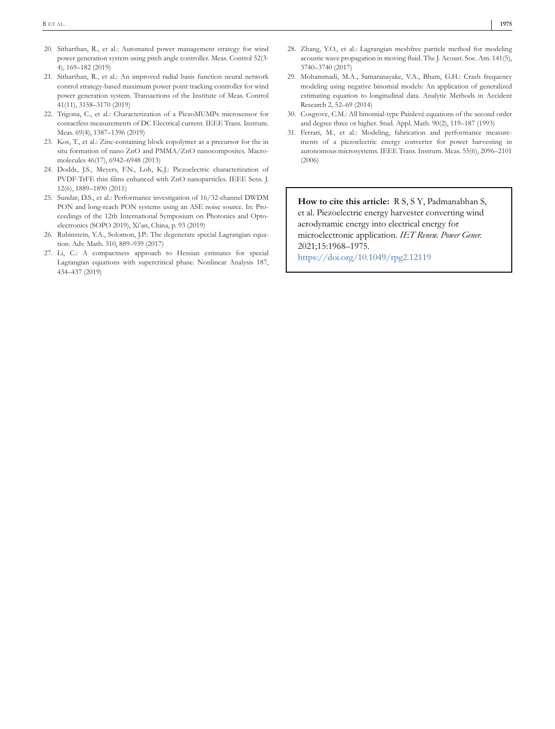20. Sitharthan, R., et al.: Automated power management strategy for wind power generation system using pitch angle controller. Meas. Control 52(3-4), 169–182 (2019)
21. Sitharthan, R., et al.: An improved radial basis function neural network control strategy-based maximum power point tracking controller for wind power generation system. Transactions of the Institute of Meas. Control 41(11), 3158–3170 (2019)
22. Trigona, C., et al.: Characterization of a PiezoMUMPs microsensor for contactless measurements of DC Electrical current. IEEE Trans. Instrum. Meas. 69(4), 1387–1396 (2019)
23. Kos, T., et al.: Zinc-containing block copolymer as a precursor for the in situ formation of nano ZnO and PMMA/ZnO nanocomposites. Macromolecules 46(17), 6942–6948 (2013)
24. Dodds, J.S., Meyers, F.N., Loh, K.J.: Piezoelectric characterization of PVDF-TrFE thin films enhanced with ZnO nanoparticles. IEEE Sens. J. 12(6), 1889–1890 (2011)
25. Sundar, D.S., et al.: Performance investigation of 16/32-channel DWDM PON and long-reach PON systems using an ASE noise source. In: Proceedings of the 12th International Symposium on Photonics and Optoelectronics (SOPO 2019), Xi'an, China, p. 93 (2019)
26. Rubinstein, Y.A., Solomon, J.P.: The degenerate special Lagrangian equation. Adv. Math. 310, 889–939 (2017)
27. Li, C.: A compactness approach to Hessian estimates for special Lagrangian equations with supercritical phase. Nonlinear Analysis 187, 434–437 (2019)
28. Zhang, Y.O., et al.: Lagrangian meshfree particle method for modeling acoustic wave propagation in moving fluid. The J. Acoust. Soc. Am. 141(5), 3740–3740 (2017)
29. Mohammadi, M.A., Samaranayake, V.A., Bham, G.H.: Crash frequency modeling using negative binomial models: An application of generalized estimating equation to longitudinal data. Analytic Methods in Accident Research 2, 52–69 (2014)
30. Cosgrove, C.M.: All binomial-type Painlevé equations of the second order and degree three or higher. Stud. Appl. Math. 90(2), 119–187 (1993)
31. Ferrari, M., et al.: Modeling, fabrication and performance measurements of a piezoelectric energy converter for power harvesting in autonomous microsystems. IEEE Trans. Instrum. Meas. 55(6), 2096–2101 (2006)

**How to cite this article:** R S, S Y, Padmanabhan S, et al. Piezoelectric energy harvester converting wind aerodynamic energy into electrical energy for microelectronic application. *IET Renew. Power Gener.* 2021;15:1968–1975.
https://doi.org/10.1049/rpg2.12119